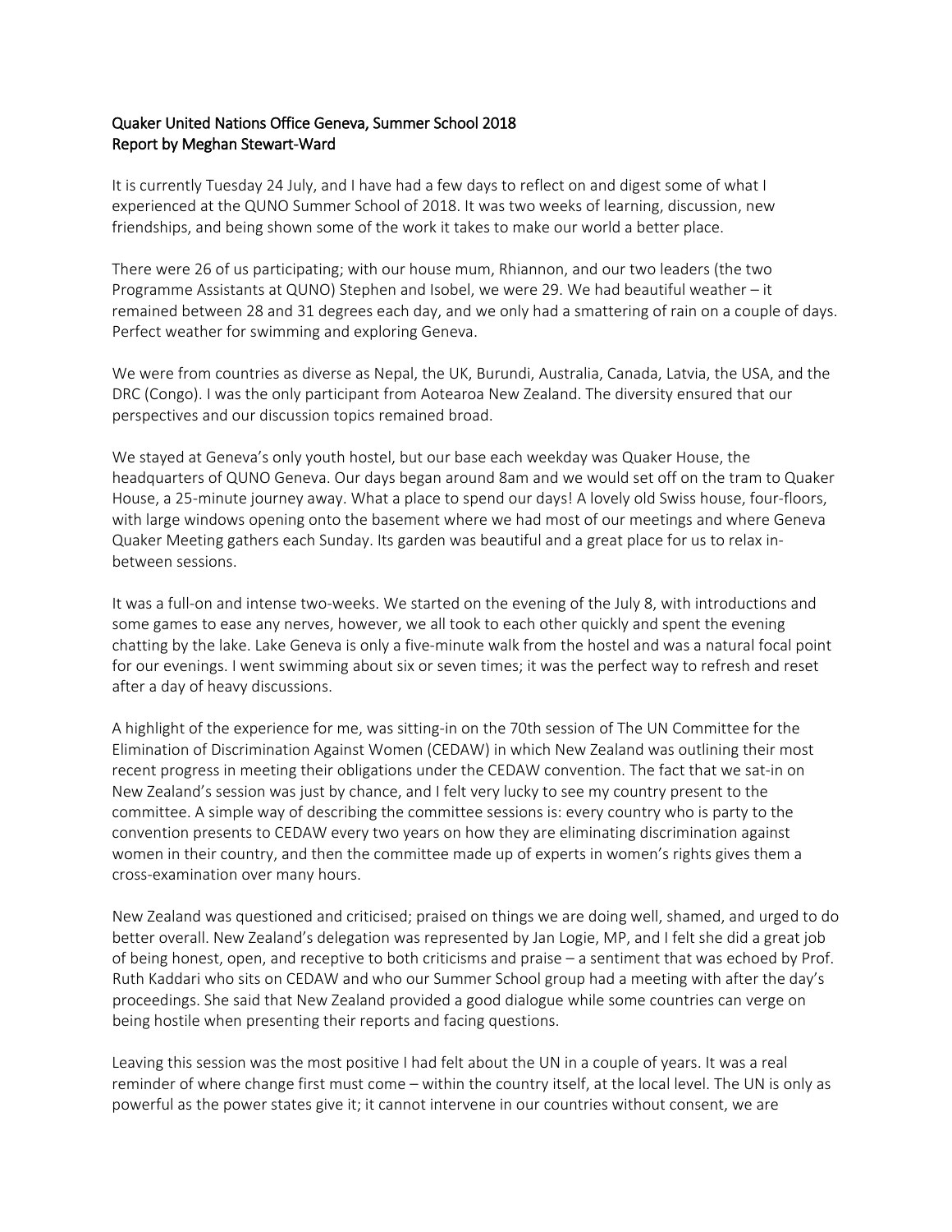**Quaker United Nations Office Geneva, Summer School 2018**
**Report by Meghan Stewart-Ward**

It is currently Tuesday 24 July, and I have had a few days to reflect on and digest some of what I experienced at the QUNO Summer School of 2018. It was two weeks of learning, discussion, new friendships, and being shown some of the work it takes to make our world a better place.

There were 26 of us participating; with our house mum, Rhiannon, and our two leaders (the two Programme Assistants at QUNO) Stephen and Isobel, we were 29. We had beautiful weather – it remained between 28 and 31 degrees each day, and we only had a smattering of rain on a couple of days. Perfect weather for swimming and exploring Geneva.

We were from countries as diverse as Nepal, the UK, Burundi, Australia, Canada, Latvia, the USA, and the DRC (Congo). I was the only participant from Aotearoa New Zealand. The diversity ensured that our perspectives and our discussion topics remained broad.

We stayed at Geneva's only youth hostel, but our base each weekday was Quaker House, the headquarters of QUNO Geneva. Our days began around 8am and we would set off on the tram to Quaker House, a 25-minute journey away. What a place to spend our days! A lovely old Swiss house, four-floors, with large windows opening onto the basement where we had most of our meetings and where Geneva Quaker Meeting gathers each Sunday. Its garden was beautiful and a great place for us to relax in-between sessions.

It was a full-on and intense two-weeks. We started on the evening of the July 8, with introductions and some games to ease any nerves, however, we all took to each other quickly and spent the evening chatting by the lake. Lake Geneva is only a five-minute walk from the hostel and was a natural focal point for our evenings. I went swimming about six or seven times; it was the perfect way to refresh and reset after a day of heavy discussions.

A highlight of the experience for me, was sitting-in on the 70th session of The UN Committee for the Elimination of Discrimination Against Women (CEDAW) in which New Zealand was outlining their most recent progress in meeting their obligations under the CEDAW convention. The fact that we sat-in on New Zealand's session was just by chance, and I felt very lucky to see my country present to the committee. A simple way of describing the committee sessions is: every country who is party to the convention presents to CEDAW every two years on how they are eliminating discrimination against women in their country, and then the committee made up of experts in women's rights gives them a cross-examination over many hours.

New Zealand was questioned and criticised; praised on things we are doing well, shamed, and urged to do better overall. New Zealand's delegation was represented by Jan Logie, MP, and I felt she did a great job of being honest, open, and receptive to both criticisms and praise – a sentiment that was echoed by Prof. Ruth Kaddari who sits on CEDAW and who our Summer School group had a meeting with after the day's proceedings. She said that New Zealand provided a good dialogue while some countries can verge on being hostile when presenting their reports and facing questions.

Leaving this session was the most positive I had felt about the UN in a couple of years. It was a real reminder of where change first must come – within the country itself, at the local level. The UN is only as powerful as the power states give it; it cannot intervene in our countries without consent, we are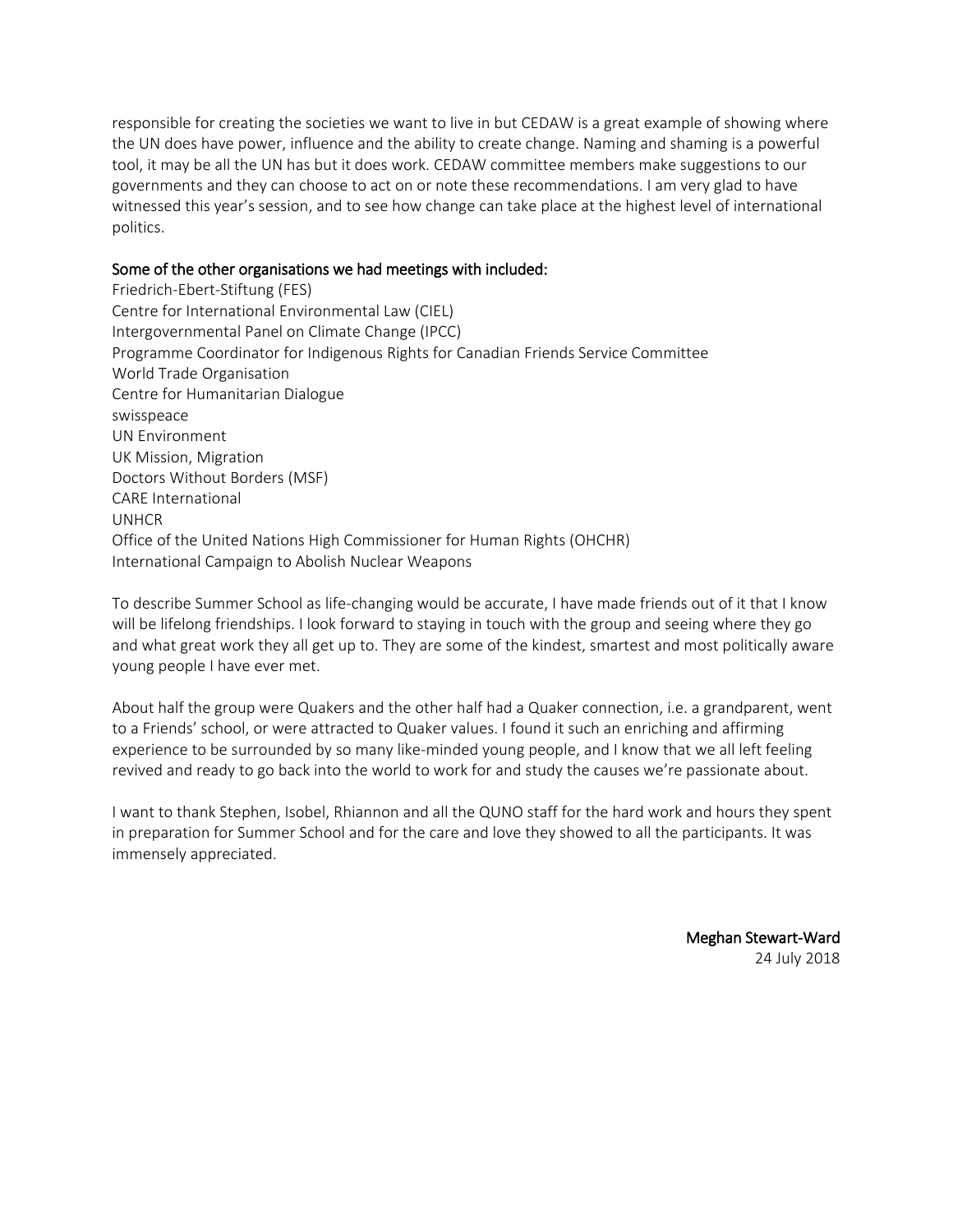responsible for creating the societies we want to live in but CEDAW is a great example of showing where the UN does have power, influence and the ability to create change. Naming and shaming is a powerful tool, it may be all the UN has but it does work. CEDAW committee members make suggestions to our governments and they can choose to act on or note these recommendations. I am very glad to have witnessed this year's session, and to see how change can take place at the highest level of international politics.

Some of the other organisations we had meetings with included:

Friedrich-Ebert-Stiftung (FES)
Centre for International Environmental Law (CIEL)
Intergovernmental Panel on Climate Change (IPCC)
Programme Coordinator for Indigenous Rights for Canadian Friends Service Committee
World Trade Organisation
Centre for Humanitarian Dialogue
swisspeace
UN Environment
UK Mission, Migration
Doctors Without Borders (MSF)
CARE International
UNHCR
Office of the United Nations High Commissioner for Human Rights (OHCHR)
International Campaign to Abolish Nuclear Weapons

To describe Summer School as life-changing would be accurate, I have made friends out of it that I know will be lifelong friendships. I look forward to staying in touch with the group and seeing where they go and what great work they all get up to. They are some of the kindest, smartest and most politically aware young people I have ever met.

About half the group were Quakers and the other half had a Quaker connection, i.e. a grandparent, went to a Friends' school, or were attracted to Quaker values. I found it such an enriching and affirming experience to be surrounded by so many like-minded young people, and I know that we all left feeling revived and ready to go back into the world to work for and study the causes we're passionate about.

I want to thank Stephen, Isobel, Rhiannon and all the QUNO staff for the hard work and hours they spent in preparation for Summer School and for the care and love they showed to all the participants. It was immensely appreciated.

Meghan Stewart-Ward
24 July 2018